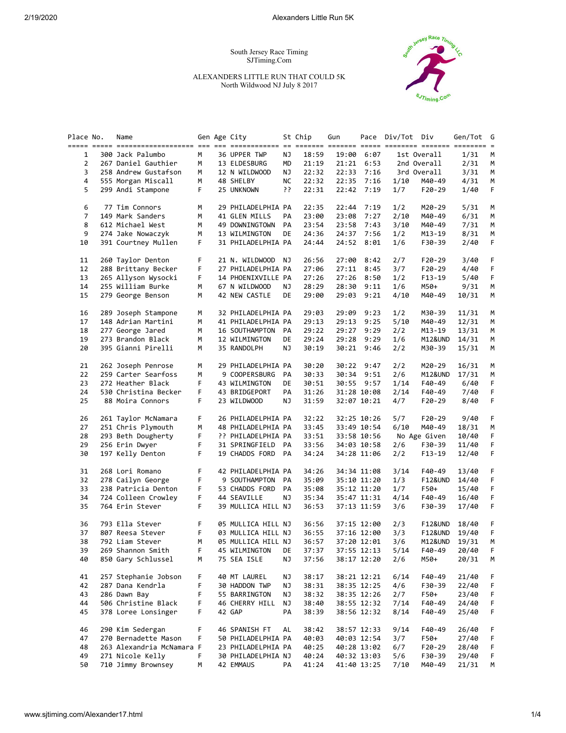South Jersey Race Timing
SJTiming.Com

ALEXANDERS LITTLE RUN THAT COULD 5K
North Wildwood NJ July 8 2017

| Place | No. | Name | Gen | Age | City | St | Chip | Gun | Pace | Div/Tot | Div | Gen/Tot | G |
|---|---|---|---|---|---|---|---|---|---|---|---|---|---|
| 1 | 300 | Jack Palumbo | M | 36 | UPPER TWP | NJ | 18:59 | 19:00 | 6:07 | 1st Overall | | 1/31 | M |
| 2 | 267 | Daniel Gauthier | M | 13 | ELDESBURG | MD | 21:19 | 21:21 | 6:53 | 2nd Overall | | 2/31 | M |
| 3 | 258 | Andrew Gustafson | M | 12 | N WILDWOOD | NJ | 22:32 | 22:33 | 7:16 | 3rd Overall | | 3/31 | M |
| 4 | 555 | Morgan Miscall | M | 48 | SHELBY | NC | 22:32 | 22:35 | 7:16 | 1/10 | M40-49 | 4/31 | M |
| 5 | 299 | Andi Stampone | F | 25 | UNKNOWN | ?? | 22:31 | 22:42 | 7:19 | 1/7 | F20-29 | 1/40 | F |
| 6 | 77 | Tim Connors | M | 29 | PHILADELPHIA | PA | 22:35 | 22:44 | 7:19 | 1/2 | M20-29 | 5/31 | M |
| 7 | 149 | Mark Sanders | M | 41 | GLEN MILLS | PA | 23:00 | 23:08 | 7:27 | 2/10 | M40-49 | 6/31 | M |
| 8 | 612 | Michael West | M | 49 | DOWNINGTOWN | PA | 23:54 | 23:58 | 7:43 | 3/10 | M40-49 | 7/31 | M |
| 9 | 274 | Jake Nowaczyk | M | 13 | WILMINGTON | DE | 24:36 | 24:37 | 7:56 | 1/2 | M13-19 | 8/31 | M |
| 10 | 391 | Courtney Mullen | F | 31 | PHILADELPHIA | PA | 24:44 | 24:52 | 8:01 | 1/6 | F30-39 | 2/40 | F |
| 11 | 260 | Taylor Denton | F | 21 | N. WILDWOOD | NJ | 26:56 | 27:00 | 8:42 | 2/7 | F20-29 | 3/40 | F |
| 12 | 288 | Brittany Becker | F | 27 | PHILADELPHIA | PA | 27:06 | 27:11 | 8:45 | 3/7 | F20-29 | 4/40 | F |
| 13 | 265 | Allyson Wysocki | F | 14 | PHOENIXVILLE | PA | 27:26 | 27:26 | 8:50 | 1/2 | F13-19 | 5/40 | F |
| 14 | 255 | William Burke | M | 67 | N WILDWOOD | NJ | 28:29 | 28:30 | 9:11 | 1/6 | M50+ | 9/31 | M |
| 15 | 279 | George Benson | M | 42 | NEW CASTLE | DE | 29:00 | 29:03 | 9:21 | 4/10 | M40-49 | 10/31 | M |
| 16 | 289 | Joseph Stampone | M | 32 | PHILADELPHIA | PA | 29:03 | 29:09 | 9:23 | 1/2 | M30-39 | 11/31 | M |
| 17 | 148 | Adrian Martini | M | 41 | PHILADELPHIA | PA | 29:13 | 29:13 | 9:25 | 5/10 | M40-49 | 12/31 | M |
| 18 | 277 | George Jared | M | 16 | SOUTHAMPTON | PA | 29:22 | 29:27 | 9:29 | 2/2 | M13-19 | 13/31 | M |
| 19 | 273 | Brandon Black | M | 12 | WILMINGTON | DE | 29:24 | 29:28 | 9:29 | 1/6 | M12&UND | 14/31 | M |
| 20 | 395 | Gianni Pirelli | M | 35 | RANDOLPH | NJ | 30:19 | 30:21 | 9:46 | 2/2 | M30-39 | 15/31 | M |
| 21 | 262 | Joseph Penrose | M | 29 | PHILADELPHIA | PA | 30:20 | 30:22 | 9:47 | 2/2 | M20-29 | 16/31 | M |
| 22 | 259 | Carter Searfoss | M | 9 | COOPERSBURG | PA | 30:33 | 30:34 | 9:51 | 2/6 | M12&UND | 17/31 | M |
| 23 | 272 | Heather Black | F | 43 | WILMINGTON | DE | 30:51 | 30:55 | 9:57 | 1/14 | F40-49 | 6/40 | F |
| 24 | 530 | Christina Becker | F | 43 | BRIDGEPORT | PA | 31:26 | 31:28 | 10:08 | 2/14 | F40-49 | 7/40 | F |
| 25 | 88 | Moira Connors | F | 23 | WILDWOOD | NJ | 31:59 | 32:07 | 10:21 | 4/7 | F20-29 | 8/40 | F |
| 26 | 261 | Taylor McNamara | F | 26 | PHILADELPHIA | PA | 32:22 | 32:25 | 10:26 | 5/7 | F20-29 | 9/40 | F |
| 27 | 251 | Chris Plymouth | M | 48 | PHILADELPHIA | PA | 33:45 | 33:49 | 10:54 | 6/10 | M40-49 | 18/31 | M |
| 28 | 293 | Beth Dougherty | F | ?? | PHILADELPHIA | PA | 33:51 | 33:58 | 10:56 | No Age Given | | 10/40 | F |
| 29 | 256 | Erin Dwyer | F | 31 | SPRINGFIELD | PA | 33:56 | 34:03 | 10:58 | 2/6 | F30-39 | 11/40 | F |
| 30 | 197 | Kelly Denton | F | 19 | CHADDS FORD | PA | 34:24 | 34:28 | 11:06 | 2/2 | F13-19 | 12/40 | F |
| 31 | 268 | Lori Romano | F | 42 | PHILADELPHIA | PA | 34:26 | 34:34 | 11:08 | 3/14 | F40-49 | 13/40 | F |
| 32 | 278 | Cailyn George | F | 9 | SOUTHAMPTON | PA | 35:09 | 35:10 | 11:20 | 1/3 | F12&UND | 14/40 | F |
| 33 | 238 | Patricia Denton | F | 53 | CHADDS FORD | PA | 35:08 | 35:12 | 11:20 | 1/7 | F50+ | 15/40 | F |
| 34 | 724 | Colleen Crowley | F | 44 | SEAVILLE | NJ | 35:34 | 35:47 | 11:31 | 4/14 | F40-49 | 16/40 | F |
| 35 | 764 | Erin Stever | F | 39 | MULLICA HILL | NJ | 36:53 | 37:13 | 11:59 | 3/6 | F30-39 | 17/40 | F |
| 36 | 793 | Ella Stever | F | 05 | MULLICA HILL | NJ | 36:56 | 37:15 | 12:00 | 2/3 | F12&UND | 18/40 | F |
| 37 | 807 | Reesa Stever | F | 03 | MULLICA HILL | NJ | 36:55 | 37:16 | 12:00 | 3/3 | F12&UND | 19/40 | F |
| 38 | 792 | Liam Stever | M | 05 | MULLICA HILL | NJ | 36:57 | 37:20 | 12:01 | 3/6 | M12&UND | 19/31 | M |
| 39 | 269 | Shannon Smith | F | 45 | WILMINGTON | DE | 37:37 | 37:55 | 12:13 | 5/14 | F40-49 | 20/40 | F |
| 40 | 850 | Gary Schlussel | M | 75 | SEA ISLE | NJ | 37:56 | 38:17 | 12:20 | 2/6 | M50+ | 20/31 | M |
| 41 | 257 | Stephanie Jobson | F | 40 | MT LAUREL | NJ | 38:17 | 38:21 | 12:21 | 6/14 | F40-49 | 21/40 | F |
| 42 | 287 | Dana Kendrla | F | 30 | HADDON TWP | NJ | 38:31 | 38:35 | 12:25 | 4/6 | F30-39 | 22/40 | F |
| 43 | 286 | Dawn Bay | F | 55 | BARRINGTON | NJ | 38:32 | 38:35 | 12:26 | 2/7 | F50+ | 23/40 | F |
| 44 | 506 | Christine Black | F | 46 | CHERRY HILL | NJ | 38:40 | 38:55 | 12:32 | 7/14 | F40-49 | 24/40 | F |
| 45 | 378 | Loree Lonsinger | F | 42 | GAP | PA | 38:39 | 38:56 | 12:32 | 8/14 | F40-49 | 25/40 | F |
| 46 | 290 | Kim Sedergan | F | 46 | SPANISH FT | AL | 38:42 | 38:57 | 12:33 | 9/14 | F40-49 | 26/40 | F |
| 47 | 270 | Bernadette Mason | F | 50 | PHILADELPHIA | PA | 40:03 | 40:03 | 12:54 | 3/7 | F50+ | 27/40 | F |
| 48 | 263 | Alexandria McNamara | F | 23 | PHILADELPHIA | PA | 40:25 | 40:28 | 13:02 | 6/7 | F20-29 | 28/40 | F |
| 49 | 271 | Nicole Kelly | F | 30 | PHILADELPHIA | NJ | 40:24 | 40:32 | 13:03 | 5/6 | F30-39 | 29/40 | F |
| 50 | 710 | Jimmy Brownsey | M | 42 | EMMAUS | PA | 41:24 | 41:40 | 13:25 | 7/10 | M40-49 | 21/31 | M |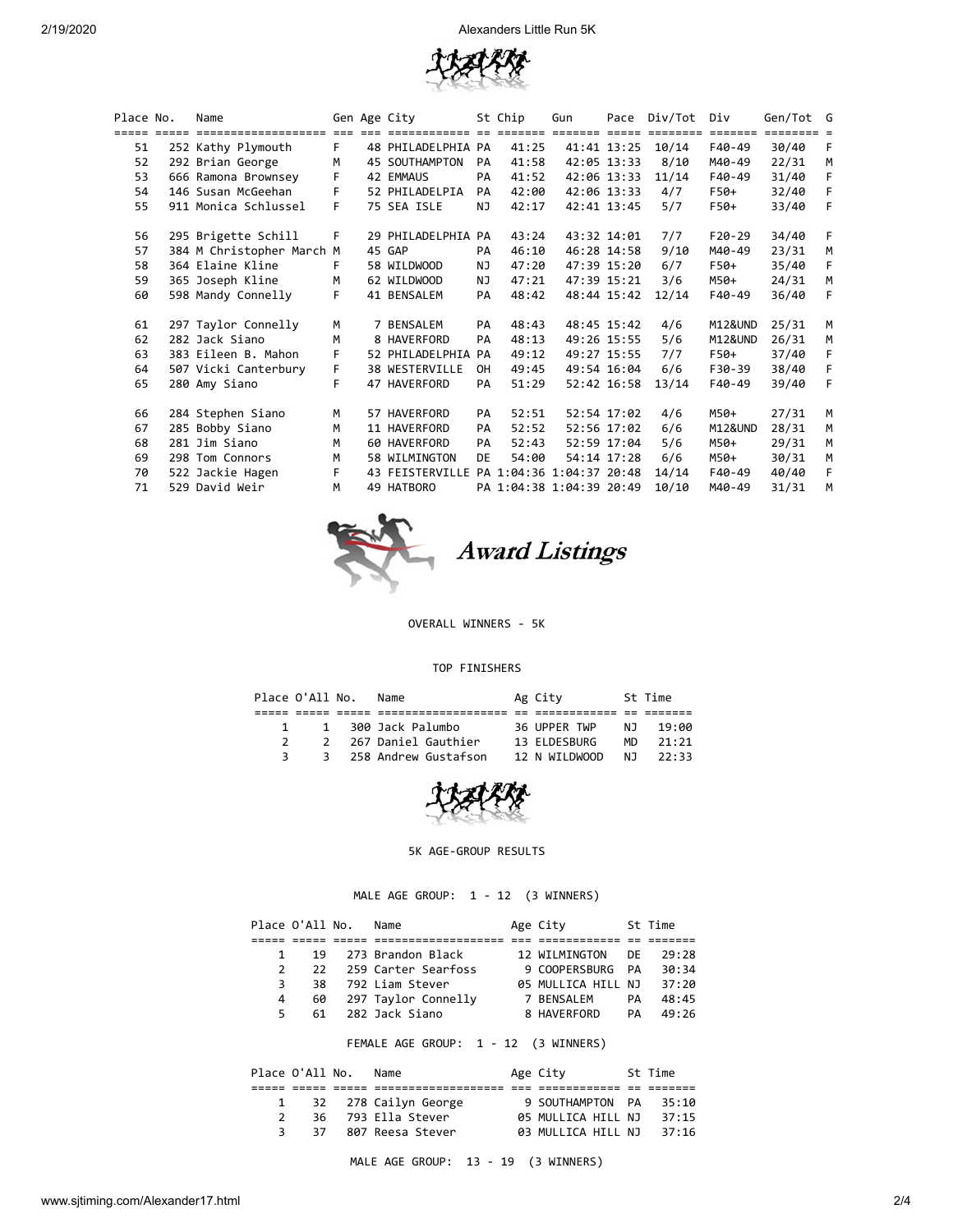| Place | No. | Name | Gen | Age | City | St | Chip | Gun | Pace | Div/Tot | Div | Gen/Tot | G |
|---|---|---|---|---|---|---|---|---|---|---|---|---|---|
| 51 | 252 | Kathy Plymouth | F | 48 | PHILADELPHIA | PA | 41:25 | 41:41 | 13:25 | 10/14 | F40-49 | 30/40 | F |
| 52 | 292 | Brian George | M | 45 | SOUTHAMPTON | PA | 41:58 | 42:05 | 13:33 | 8/10 | M40-49 | 22/31 | M |
| 53 | 666 | Ramona Brownsey | F | 42 | EMMAUS | PA | 41:52 | 42:06 | 13:33 | 11/14 | F40-49 | 31/40 | F |
| 54 | 146 | Susan McGeehan | F | 52 | PHILADELPIA | PA | 42:00 | 42:06 | 13:33 | 4/7 | F50+ | 32/40 | F |
| 55 | 911 | Monica Schlussel | F | 75 | SEA ISLE | NJ | 42:17 | 42:41 | 13:45 | 5/7 | F50+ | 33/40 | F |
| 56 | 295 | Brigette Schill | F | 29 | PHILADELPHIA | PA | 43:24 | 43:32 | 14:01 | 7/7 | F20-29 | 34/40 | F |
| 57 | 384 | M Christopher March | M | 45 | GAP | PA | 46:10 | 46:28 | 14:58 | 9/10 | M40-49 | 23/31 | M |
| 58 | 364 | Elaine Kline | F | 58 | WILDWOOD | NJ | 47:20 | 47:39 | 15:20 | 6/7 | F50+ | 35/40 | F |
| 59 | 365 | Joseph Kline | M | 62 | WILDWOOD | NJ | 47:21 | 47:39 | 15:21 | 3/6 | M50+ | 24/31 | M |
| 60 | 598 | Mandy Connelly | F | 41 | BENSALEM | PA | 48:42 | 48:44 | 15:42 | 12/14 | F40-49 | 36/40 | F |
| 61 | 297 | Taylor Connelly | M | 7 | BENSALEM | PA | 48:43 | 48:45 | 15:42 | 4/6 | M12&UND | 25/31 | M |
| 62 | 282 | Jack Siano | M | 8 | HAVERFORD | PA | 48:13 | 49:26 | 15:55 | 5/6 | M12&UND | 26/31 | M |
| 63 | 383 | Eileen B. Mahon | F | 52 | PHILADELPHIA | PA | 49:12 | 49:27 | 15:55 | 7/7 | F50+ | 37/40 | F |
| 64 | 507 | Vicki Canterbury | F | 38 | WESTERVILLE | OH | 49:45 | 49:54 | 16:04 | 6/6 | F30-39 | 38/40 | F |
| 65 | 280 | Amy Siano | F | 47 | HAVERFORD | PA | 51:29 | 52:42 | 16:58 | 13/14 | F40-49 | 39/40 | F |
| 66 | 284 | Stephen Siano | M | 57 | HAVERFORD | PA | 52:51 | 52:54 | 17:02 | 4/6 | M50+ | 27/31 | M |
| 67 | 285 | Bobby Siano | M | 11 | HAVERFORD | PA | 52:52 | 52:56 | 17:02 | 6/6 | M12&UND | 28/31 | M |
| 68 | 281 | Jim Siano | M | 60 | HAVERFORD | PA | 52:43 | 52:59 | 17:04 | 5/6 | M50+ | 29/31 | M |
| 69 | 298 | Tom Connors | M | 58 | WILMINGTON | DE | 54:00 | 54:14 | 17:28 | 6/6 | M50+ | 30/31 | M |
| 70 | 522 | Jackie Hagen | F | 43 | FEISTERVILLE | PA | 1:04:36 | 1:04:37 | 20:48 | 14/14 | F40-49 | 40/40 | F |
| 71 | 529 | David Weir | M | 49 | HATBORO | PA | 1:04:38 | 1:04:39 | 20:49 | 10/10 | M40-49 | 31/31 | M |

## Award Listings

OVERALL WINNERS - 5K

TOP FINISHERS

| Place | O'All | No. | Name | Ag | City | St | Time |
|---|---|---|---|---|---|---|---|
| 1 | 1 | 300 | Jack Palumbo | 36 | UPPER TWP | NJ | 19:00 |
| 2 | 2 | 267 | Daniel Gauthier | 13 | ELDESBURG | MD | 21:21 |
| 3 | 3 | 258 | Andrew Gustafson | 12 | N WILDWOOD | NJ | 22:33 |

5K AGE-GROUP RESULTS

MALE AGE GROUP: 1 - 12 (3 WINNERS)

| Place | O'All | No. | Name | Age | City | St | Time |
|---|---|---|---|---|---|---|---|
| 1 | 19 | 273 | Brandon Black | 12 | WILMINGTON | DE | 29:28 |
| 2 | 22 | 259 | Carter Searfoss | 9 | COOPERSBURG | PA | 30:34 |
| 3 | 38 | 792 | Liam Stever | 05 | MULLICA HILL | NJ | 37:20 |
| 4 | 60 | 297 | Taylor Connelly | 7 | BENSALEM | PA | 48:45 |
| 5 | 61 | 282 | Jack Siano | 8 | HAVERFORD | PA | 49:26 |

FEMALE AGE GROUP: 1 - 12 (3 WINNERS)

| Place | O'All | No. | Name | Age | City | St | Time |
|---|---|---|---|---|---|---|---|
| 1 | 32 | 278 | Cailyn George | 9 | SOUTHAMPTON | PA | 35:10 |
| 2 | 36 | 793 | Ella Stever | 05 | MULLICA HILL | NJ | 37:15 |
| 3 | 37 | 807 | Reesa Stever | 03 | MULLICA HILL | NJ | 37:16 |

MALE AGE GROUP: 13 - 19 (3 WINNERS)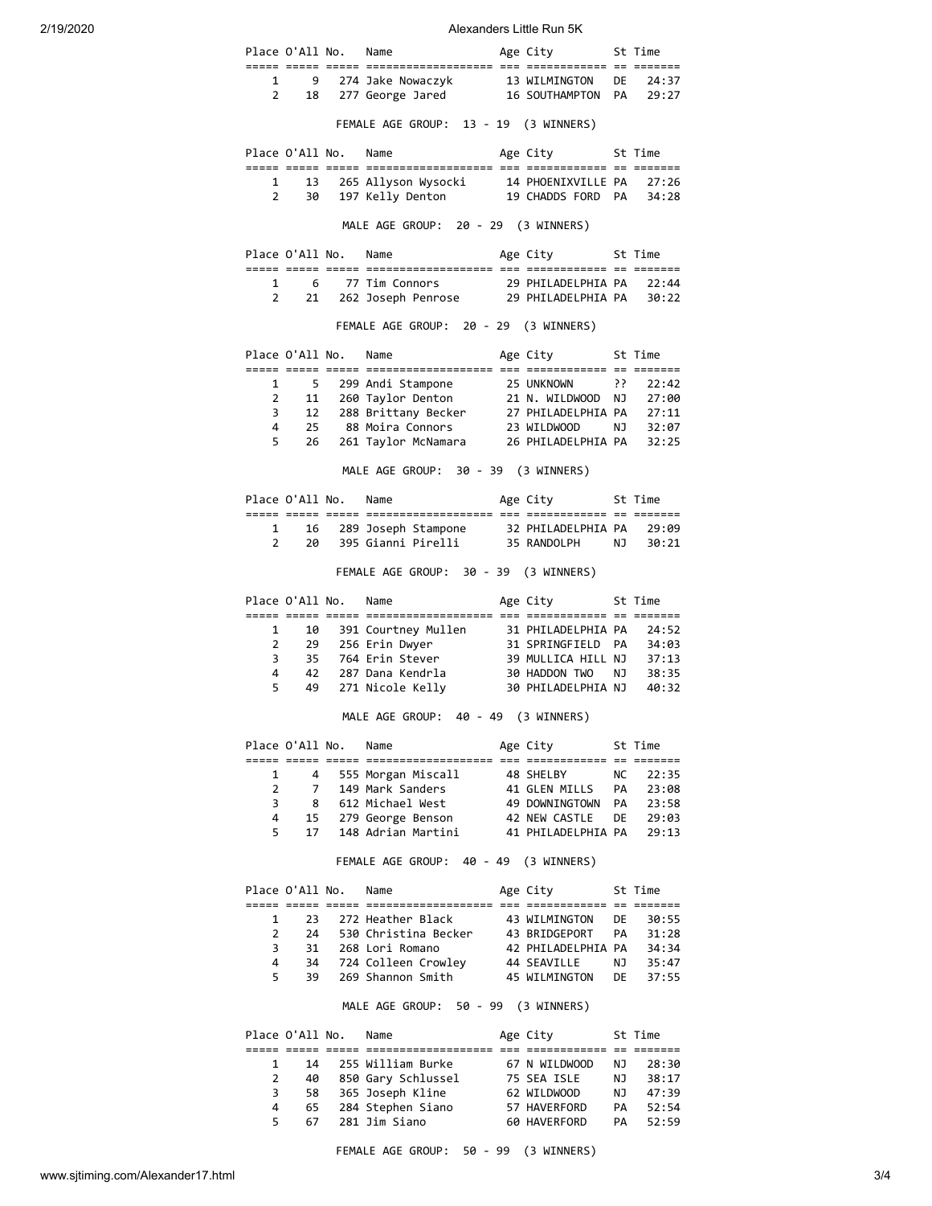| Place | O'All | No. | Name | Age | City | St | Time |
|---|---|---|---|---|---|---|---|
| 1 | 9 | 274 | Jake Nowaczyk | 13 | WILMINGTON | DE | 24:37 |
| 2 | 18 | 277 | George Jared | 16 | SOUTHAMPTON | PA | 29:27 |

FEMALE AGE GROUP: 13 - 19 (3 WINNERS)

| Place | O'All | No. | Name | Age | City | St | Time |
|---|---|---|---|---|---|---|---|
| 1 | 13 | 265 | Allyson Wysocki | 14 | PHOENIXVILLE | PA | 27:26 |
| 2 | 30 | 197 | Kelly Denton | 19 | CHADDS FORD | PA | 34:28 |

MALE AGE GROUP: 20 - 29 (3 WINNERS)

| Place | O'All | No. | Name | Age | City | St | Time |
|---|---|---|---|---|---|---|---|
| 1 | 6 | 77 | Tim Connors | 29 | PHILADELPHIA | PA | 22:44 |
| 2 | 21 | 262 | Joseph Penrose | 29 | PHILADELPHIA | PA | 30:22 |

FEMALE AGE GROUP: 20 - 29 (3 WINNERS)

| Place | O'All | No. | Name | Age | City | St | Time |
|---|---|---|---|---|---|---|---|
| 1 | 5 | 299 | Andi Stampone | 25 | UNKNOWN | ?? | 22:42 |
| 2 | 11 | 260 | Taylor Denton | 21 | N. WILDWOOD | NJ | 27:00 |
| 3 | 12 | 288 | Brittany Becker | 27 | PHILADELPHIA | PA | 27:11 |
| 4 | 25 | 88 | Moira Connors | 23 | WILDWOOD | NJ | 32:07 |
| 5 | 26 | 261 | Taylor McNamara | 26 | PHILADELPHIA | PA | 32:25 |

MALE AGE GROUP: 30 - 39 (3 WINNERS)

| Place | O'All | No. | Name | Age | City | St | Time |
|---|---|---|---|---|---|---|---|
| 1 | 16 | 289 | Joseph Stampone | 32 | PHILADELPHIA | PA | 29:09 |
| 2 | 20 | 395 | Gianni Pirelli | 35 | RANDOLPH | NJ | 30:21 |

FEMALE AGE GROUP: 30 - 39 (3 WINNERS)

| Place | O'All | No. | Name | Age | City | St | Time |
|---|---|---|---|---|---|---|---|
| 1 | 10 | 391 | Courtney Mullen | 31 | PHILADELPHIA | PA | 24:52 |
| 2 | 29 | 256 | Erin Dwyer | 31 | SPRINGFIELD | PA | 34:03 |
| 3 | 35 | 764 | Erin Stever | 39 | MULLICA HILL | NJ | 37:13 |
| 4 | 42 | 287 | Dana Kendrla | 30 | HADDON TWO | NJ | 38:35 |
| 5 | 49 | 271 | Nicole Kelly | 30 | PHILADELPHIA | NJ | 40:32 |

MALE AGE GROUP: 40 - 49 (3 WINNERS)

| Place | O'All | No. | Name | Age | City | St | Time |
|---|---|---|---|---|---|---|---|
| 1 | 4 | 555 | Morgan Miscall | 48 | SHELBY | NC | 22:35 |
| 2 | 7 | 149 | Mark Sanders | 41 | GLEN MILLS | PA | 23:08 |
| 3 | 8 | 612 | Michael West | 49 | DOWNINGTOWN | PA | 23:58 |
| 4 | 15 | 279 | George Benson | 42 | NEW CASTLE | DE | 29:03 |
| 5 | 17 | 148 | Adrian Martini | 41 | PHILADELPHIA | PA | 29:13 |

FEMALE AGE GROUP: 40 - 49 (3 WINNERS)

| Place | O'All | No. | Name | Age | City | St | Time |
|---|---|---|---|---|---|---|---|
| 1 | 23 | 272 | Heather Black | 43 | WILMINGTON | DE | 30:55 |
| 2 | 24 | 530 | Christina Becker | 43 | BRIDGEPORT | PA | 31:28 |
| 3 | 31 | 268 | Lori Romano | 42 | PHILADELPHIA | PA | 34:34 |
| 4 | 34 | 724 | Colleen Crowley | 44 | SEAVILLE | NJ | 35:47 |
| 5 | 39 | 269 | Shannon Smith | 45 | WILMINGTON | DE | 37:55 |

MALE AGE GROUP: 50 - 99 (3 WINNERS)

| Place | O'All | No. | Name | Age | City | St | Time |
|---|---|---|---|---|---|---|---|
| 1 | 14 | 255 | William Burke | 67 | N WILDWOOD | NJ | 28:30 |
| 2 | 40 | 850 | Gary Schlussel | 75 | SEA ISLE | NJ | 38:17 |
| 3 | 58 | 365 | Joseph Kline | 62 | WILDWOOD | NJ | 47:39 |
| 4 | 65 | 284 | Stephen Siano | 57 | HAVERFORD | PA | 52:54 |
| 5 | 67 | 281 | Jim Siano | 60 | HAVERFORD | PA | 52:59 |

FEMALE AGE GROUP: 50 - 99 (3 WINNERS)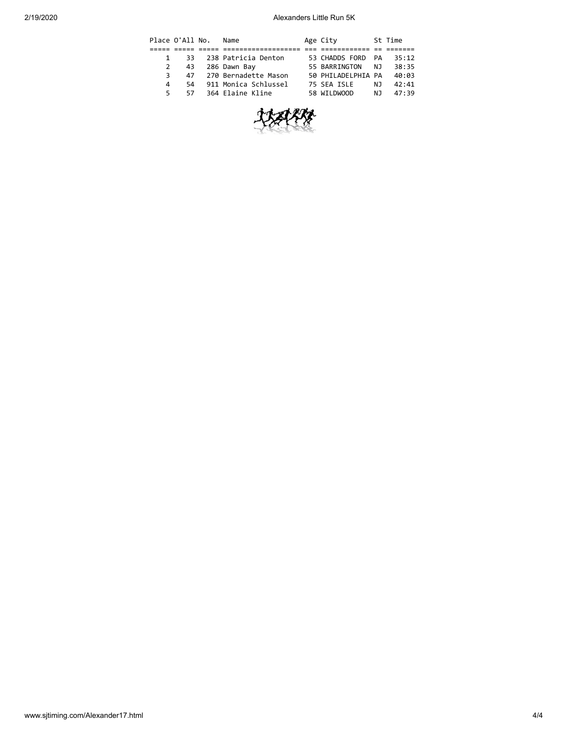| Place | O'All | No. | Name | Age | City | St | Time |
|---|---|---|---|---|---|---|---|
| 1 | 33 | 238 | Patricia Denton | 53 | CHADDS FORD | PA | 35:12 |
| 2 | 43 | 286 | Dawn Bay | 55 | BARRINGTON | NJ | 38:35 |
| 3 | 47 | 270 | Bernadette Mason | 50 | PHILADELPHIA | PA | 40:03 |
| 4 | 54 | 911 | Monica Schlussel | 75 | SEA ISLE | NJ | 42:41 |
| 5 | 57 | 364 | Elaine Kline | 58 | WILDWOOD | NJ | 47:39 |